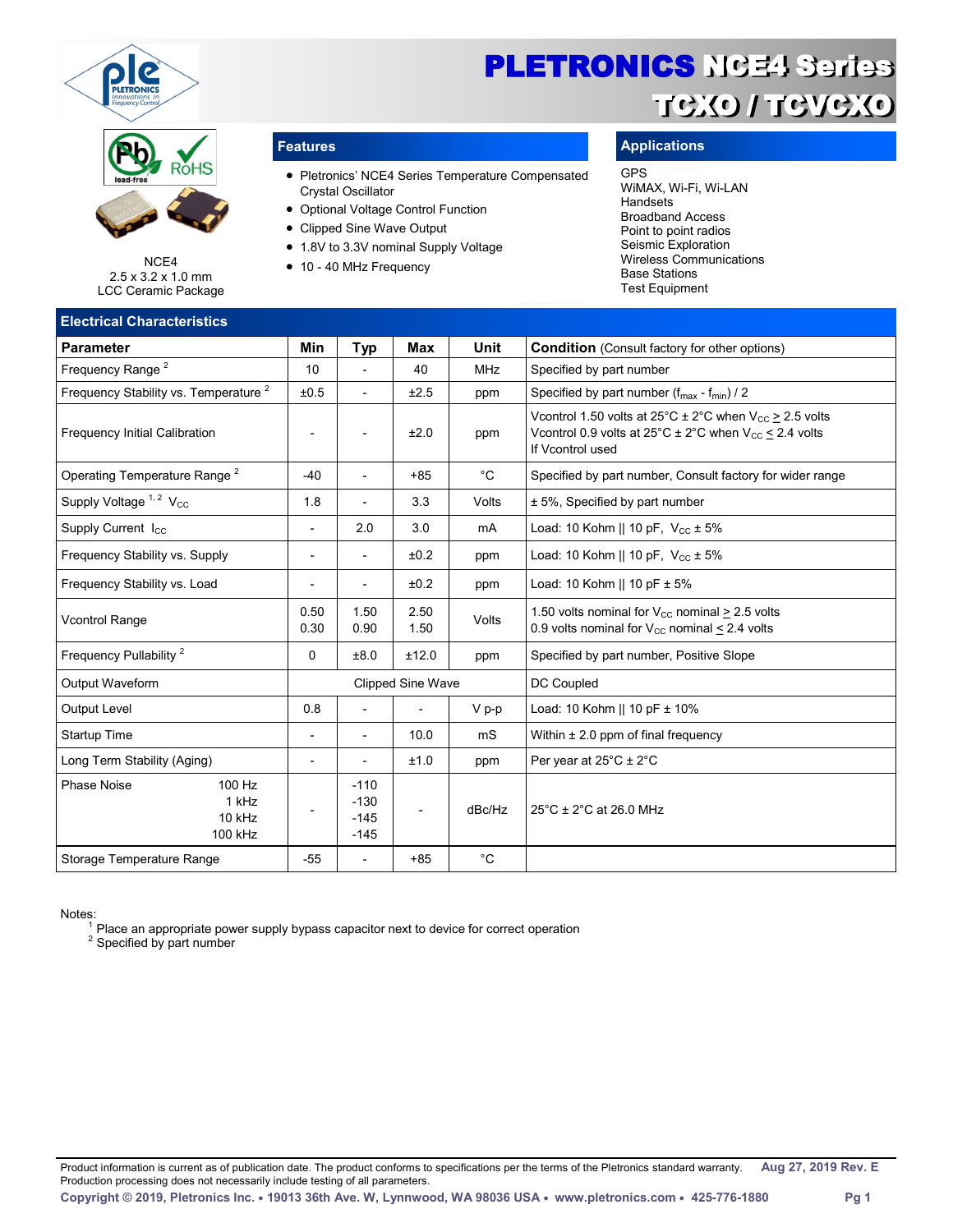// PLETRONICS NCE4 Series

## TCXO / TCVCXO

NCE4
2.5 x 3.2 x 1.0 mm
LCC Ceramic Package

### Features

- Pletronics' NCE4 Series Temperature Compensated Crystal Oscillator
- Optional Voltage Control Function
- Clipped Sine Wave Output
- 1.8V to 3.3V nominal Supply Voltage
- 10 - 40 MHz Frequency

### Applications

GPS
WiMAX, Wi-Fi, Wi-LAN
Handsets
Broadband Access
Point to point radios
Seismic Exploration
Wireless Communications
Base Stations
Test Equipment

### Electrical Characteristics

| Parameter | Min | Typ | Max | Unit | **Condition** (Consult factory for other options) |
|---|---|---|---|---|---|
| Frequency Range [2] | 10 | - | 40 | MHz | Specified by part number |
| Frequency Stability vs. Temperature [2] | ±0.5 | - | ±2.5 | ppm | Specified by part number ($f_{max}$ - $f_{min}$) / 2 |
| Frequency Initial Calibration | - | - | ±2.0 | ppm | Vcontrol 1.50 volts at 25°C ± 2°C when $V_{CC}$ ≥ 2.5 volts<br>Vcontrol 0.9 volts at 25°C ± 2°C when $V_{CC}$ ≤ 2.4 volts<br>If Vcontrol used |
| Operating Temperature Range [2] | -40 | - | +85 | °C | Specified by part number, Consult factory for wider range |
| Supply Voltage [1, 2] $V_{CC}$ | 1.8 | - | 3.3 | Volts | ± 5%, Specified by part number |
| Supply Current $I_{CC}$ | - | 2.0 | 3.0 | mA | Load: 10 Kohm \|\| 10 pF, $V_{CC}$ ± 5% |
| Frequency Stability vs. Supply | - | - | ±0.2 | ppm | Load: 10 Kohm \|\| 10 pF, $V_{CC}$ ± 5% |
| Frequency Stability vs. Load | - | - | ±0.2 | ppm | Load: 10 Kohm \|\| 10 pF ± 5% |
| Vcontrol Range | 0.50<br>0.30 | 1.50<br>0.90 | 2.50<br>1.50 | Volts | 1.50 volts nominal for $V_{CC}$ nominal ≥ 2.5 volts<br>0.9 volts nominal for $V_{CC}$ nominal ≤ 2.4 volts |
| Frequency Pullability [2] | 0 | ±8.0 | ±12.0 | ppm | Specified by part number, Positive Slope |
| Output Waveform | | Clipped Sine Wave | | | DC Coupled |
| Output Level | 0.8 | - | - | V p-p | Load: 10 Kohm \|\| 10 pF ± 10% |
| Startup Time | - | - | 10.0 | mS | Within ± 2.0 ppm of final frequency |
| Long Term Stability (Aging) | - | - | ±1.0 | ppm | Per year at 25°C ± 2°C |
| Phase Noise 100 Hz<br>1 kHz<br>10 kHz<br>100 kHz | - | -110<br>-130<br>-145<br>-145 | - | dBc/Hz | 25°C ± 2°C at 26.0 MHz |
| Storage Temperature Range | -55 | - | +85 | °C | |

Notes:
[1] Place an appropriate power supply bypass capacitor next to device for correct operation
[2] Specified by part number

Product information is current as of publication date. The product conforms to specifications per the terms of the Pletronics standard warranty. Production processing does not necessarily include testing of all parameters.

Aug 27, 2019 Rev. E

Copyright © 2019, Pletronics Inc. • 19013 36th Ave. W, Lynnwood, WA 98036 USA • www.pletronics.com • 425-776-1880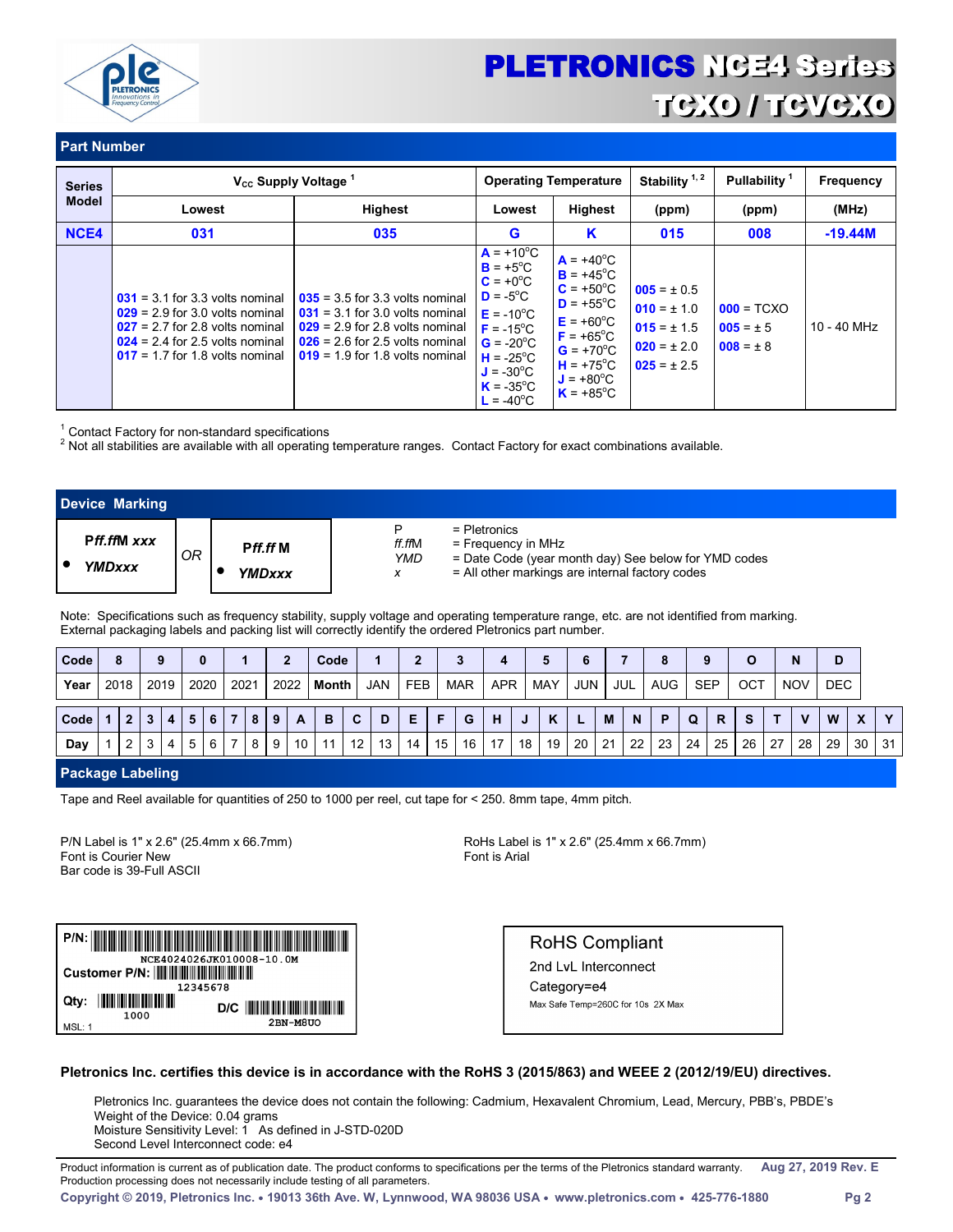# PLETRONICS NCE4 Series
## TCXO / TCVCXO

## Part Number

| Series Model | $V_{CC}$ Supply Voltage [1] | | Operating Temperature | | Stability [1, 2] | Pullability [1] | Frequency |
|---|---|---|---|---|---|---|---|
| | Lowest | Highest | Lowest | Highest | (ppm) | (ppm) | (MHz) |
| **NCE4** | **031** | **035** | **G** | **K** | **015** | **008** | **-19.44M** |
| | **031** = 3.1 for 3.3 volts nominal<br>**029** = 2.9 for 3.0 volts nominal<br>**027** = 2.7 for 2.8 volts nominal<br>**024** = 2.4 for 2.5 volts nominal<br>**017** = 1.7 for 1.8 volts nominal | **035** = 3.5 for 3.3 volts nominal<br>**031** = 3.1 for 3.0 volts nominal<br>**029** = 2.9 for 2.8 volts nominal<br>**026** = 2.6 for 2.5 volts nominal<br>**019** = 1.9 for 1.8 volts nominal | **A** = +10°C<br>**B** = +5°C<br>**C** = +0°C<br>**D** = -5°C<br>**E** = -10°C<br>**F** = -15°C<br>**G** = -20°C<br>**H** = -25°C<br>**J** = -30°C<br>**K** = -35°C<br>**L** = -40°C | **A** = +40°C<br>**B** = +45°C<br>**C** = +50°C<br>**D** = +55°C<br>**E** = +60°C<br>**F** = +65°C<br>**G** = +70°C<br>**H** = +75°C<br>**J** = +80°C<br>**K** = +85°C | **005** = ± 0.5<br>**010** = ± 1.0<br>**015** = ± 1.5<br>**020** = ± 2.0<br>**025** = ± 2.5 | **000** = TCXO<br>**005** = ± 5<br>**008** = ± 8 | 10 - 40 MHz |

[1] Contact Factory for non-standard specifications
[2] Not all stabilities are available with all operating temperature ranges. Contact Factory for exact combinations available.

## Device Marking

| | | |
|---|---|---|
| **Pff.ffM xxx**<br>• ***YMDxxx*** | *OR* | **Pff.ff M**<br>• ***YMDxxx*** |

P = Pletronics
*ff.ffM* = Frequency in MHz
*YMD* = Date Code (year month day) See below for YMD codes
*x* = All other markings are internal factory codes

Note: Specifications such as frequency stability, supply voltage and operating temperature range, etc. are not identified from marking.
External packaging labels and packing list will correctly identify the ordered Pletronics part number.

| **Code** | 8 | 9 | 0 | 1 | 2 |
|---|---|---|---|---|---|
| **Year** | 2018 | 2019 | 2020 | 2021 | 2022 |

| **Code** | 1 | 2 | 3 | 4 | 5 | 6 | 7 | 8 | 9 | O | N | D |
|---|---|---|---|---|---|---|---|---|---|---|---|---|
| **Month** | JAN | FEB | MAR | APR | MAY | JUN | JUL | AUG | SEP | OCT | NOV | DEC |

| **Code** | 1 | 2 | 3 | 4 | 5 | 6 | 7 | 8 | 9 | A | B | C | D | E | F | G | H | J | K | L | M | N | P | Q | R | S | T | V | W | X | Y |
|---|---|---|---|---|---|---|---|---|---|---|---|---|---|---|---|---|---|---|---|---|---|---|---|---|---|---|---|---|---|---|---|
| **Day** | 1 | 2 | 3 | 4 | 5 | 6 | 7 | 8 | 9 | 10 | 11 | 12 | 13 | 14 | 15 | 16 | 17 | 18 | 19 | 20 | 21 | 22 | 23 | 24 | 25 | 26 | 27 | 28 | 29 | 30 | 31 |

## Package Labeling

Tape and Reel available for quantities of 250 to 1000 per reel, cut tape for < 250. 8mm tape, 4mm pitch.

P/N Label is 1" x 2.6" (25.4mm x 66.7mm)
Font is Courier New
Bar code is 39-Full ASCII

RoHs Label is 1" x 2.6" (25.4mm x 66.7mm)
Font is Arial

**P/N:** NCE4024026JK010008-10.0M
**Customer P/N:** 12345678
**Qty:** 1000 **D/C** 2BN-M8UO
MSL: 1

RoHS Compliant
2nd LvL Interconnect
Category=e4
Max Safe Temp=260C for 10s 2X Max

**Pletronics Inc. certifies this device is in accordance with the RoHS 3 (2015/863) and WEEE 2 (2012/19/EU) directives.**

Pletronics Inc. guarantees the device does not contain the following: Cadmium, Hexavalent Chromium, Lead, Mercury, PBB's, PBDE's
Weight of the Device: 0.04 grams
Moisture Sensitivity Level: 1 As defined in J-STD-020D
Second Level Interconnect code: e4

Product information is current as of publication date. The product conforms to specifications per the terms of the Pletronics standard warranty. Production processing does not necessarily include testing of all parameters. **Aug 27, 2019 Rev. E**

**Copyright © 2019, Pletronics Inc. • 19013 36th Ave. W, Lynnwood, WA 98036 USA • www.pletronics.com • 425-776-1880**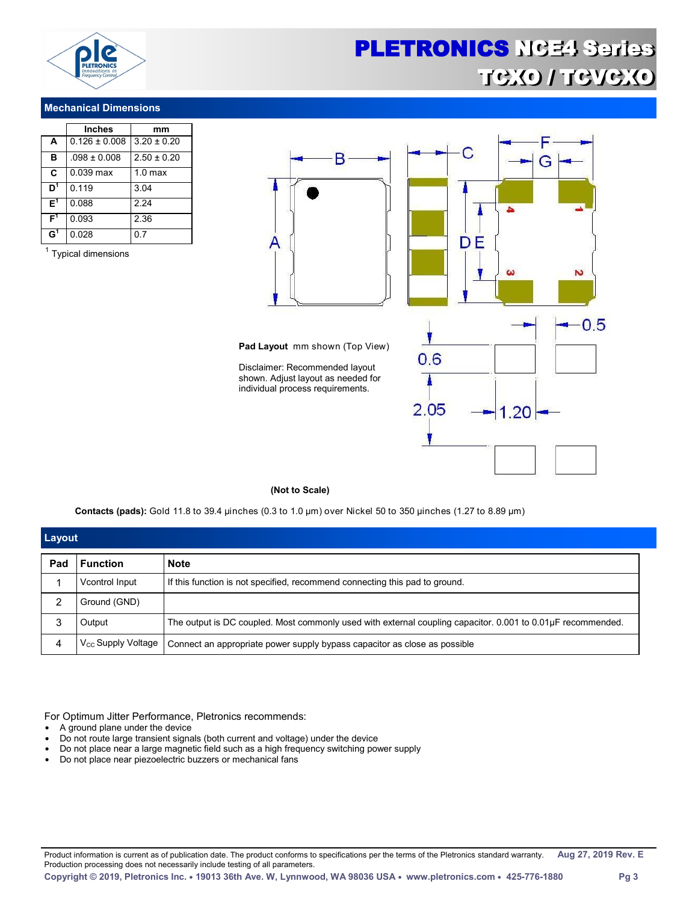## Mechanical Dimensions

| | Inches | mm |
|---|---|---|
| A | 0.126 ± 0.008 | 3.20 ± 0.20 |
| B | .098 ± 0.008 | 2.50 ± 0.20 |
| C | 0.039 max | 1.0 max |
| D[1] | 0.119 | 3.04 |
| E[1] | 0.088 | 2.24 |
| F[1] | 0.093 | 2.36 |
| G[1] | 0.028 | 0.7 |

[1] Typical dimensions

**Pad Layout** mm shown (Top View)

Disclaimer: Recommended layout shown. Adjust layout as needed for individual process requirements.

**(Not to Scale)**

**Contacts (pads):** Gold 11.8 to 39.4 µinches (0.3 to 1.0 µm) over Nickel 50 to 350 µinches (1.27 to 8.89 µm)

## Layout

| Pad | Function | Note |
|---|---|---|
| 1 | Vcontrol Input | If this function is not specified, recommend connecting this pad to ground. |
| 2 | Ground (GND) | |
| 3 | Output | The output is DC coupled. Most commonly used with external coupling capacitor. 0.001 to 0.01µF recommended. |
| 4 | $V_{CC}$ Supply Voltage | Connect an appropriate power supply bypass capacitor as close as possible |

For Optimum Jitter Performance, Pletronics recommends:

- A ground plane under the device
- Do not route large transient signals (both current and voltage) under the device
- Do not place near a large magnetic field such as a high frequency switching power supply
- Do not place near piezoelectric buzzers or mechanical fans

Product information is current as of publication date. The product conforms to specifications per the terms of the Pletronics standard warranty. Production processing does not necessarily include testing of all parameters.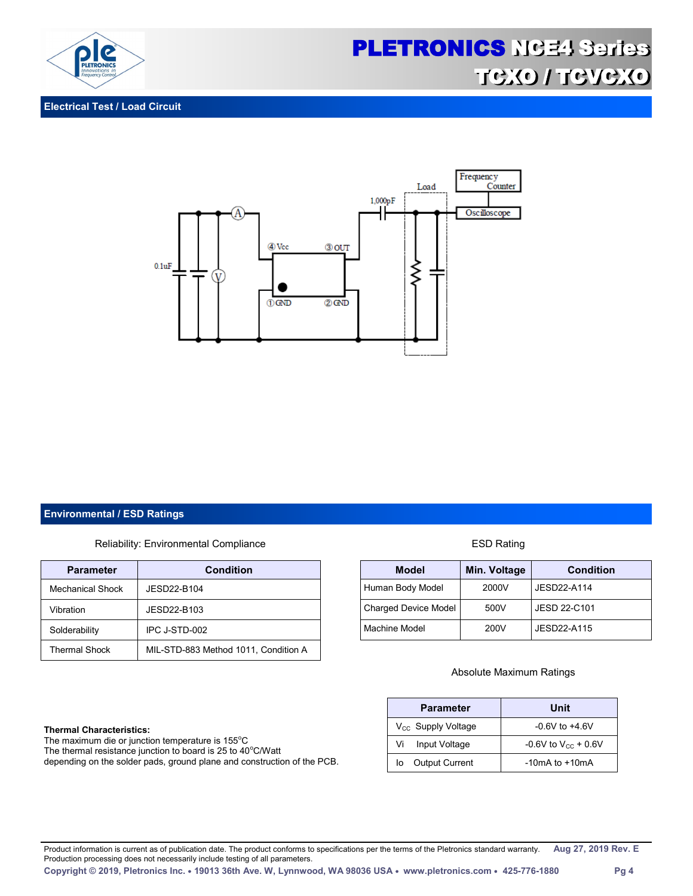## Electrical Test / Load Circuit

## Environmental / ESD Ratings

Reliability: Environmental Compliance

| Parameter | Condition |
|---|---|
| Mechanical Shock | JESD22-B104 |
| Vibration | JESD22-B103 |
| Solderability | IPC J-STD-002 |
| Thermal Shock | MIL-STD-883 Method 1011, Condition A |

ESD Rating

| Model | Min. Voltage | Condition |
|---|---|---|
| Human Body Model | 2000V | JESD22-A114 |
| Charged Device Model | 500V | JESD 22-C101 |
| Machine Model | 200V | JESD22-A115 |

Absolute Maximum Ratings

| Parameter | Unit |
|---|---|
| $V_{CC}$ Supply Voltage | -0.6V to +4.6V |
| Vi Input Voltage | -0.6V to $V_{CC}$ + 0.6V |
| Io Output Current | -10mA to +10mA |

**Thermal Characteristics:**
The maximum die or junction temperature is 155°C
The thermal resistance junction to board is 25 to 40°C/Watt
depending on the solder pads, ground plane and construction of the PCB.

Product information is current as of publication date. The product conforms to specifications per the terms of the Pletronics standard warranty. Production processing does not necessarily include testing of all parameters.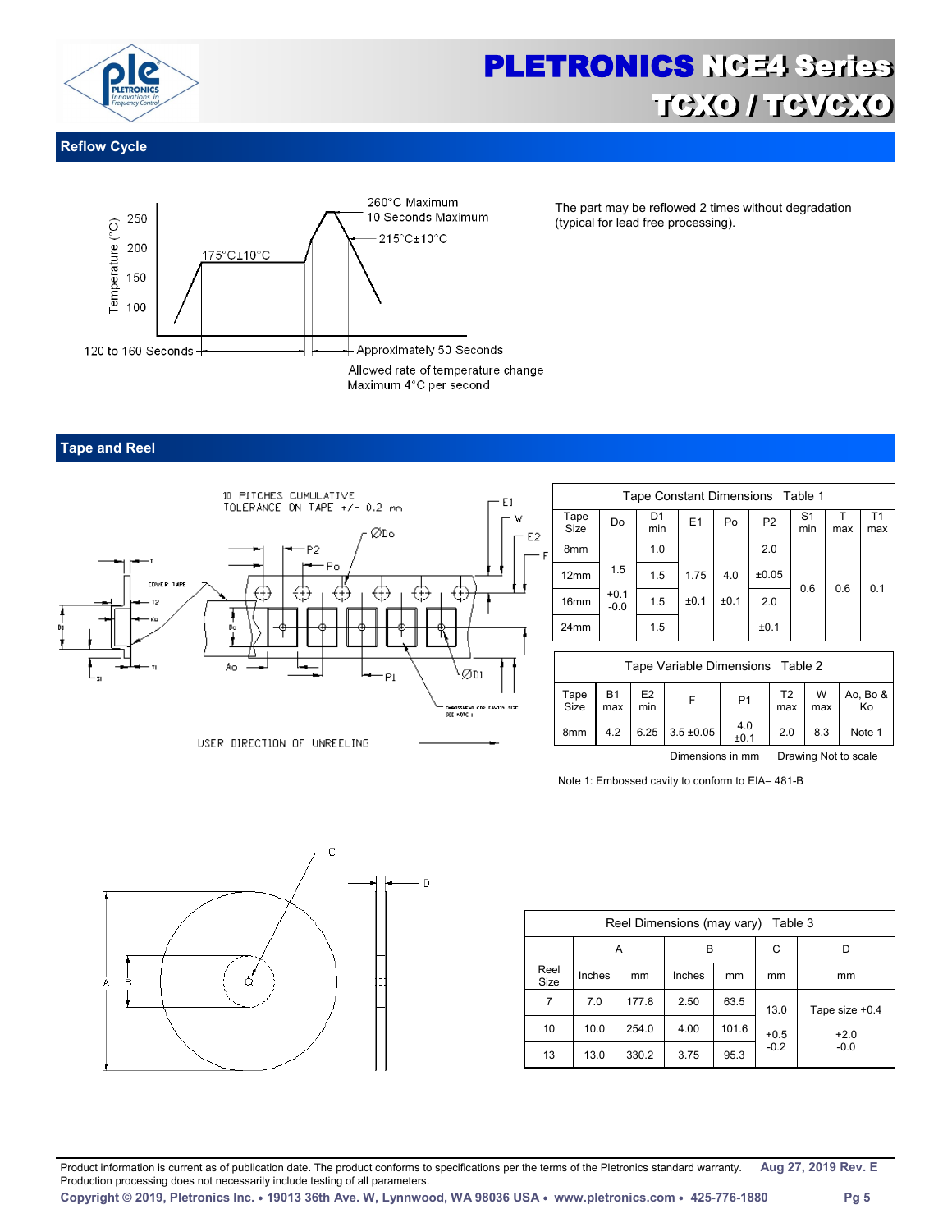## Reflow Cycle

The part may be reflowed 2 times without degradation (typical for lead free processing).

## Tape and Reel

| Tape Constant Dimensions Table 1 | | | | | | | | |
|---|---|---|---|---|---|---|---|---|
| Tape Size | Do | D1 min | E1 | Po | P2 | S1 min | T max | T1 max |
| 8mm | 1.5 +0.1 -0.0 | 1.0 | 1.75 ±0.1 | 4.0 ±0.1 | 2.0 ±0.05 | 0.6 | 0.6 | 0.1 |
| 12mm | | 1.5 | | | | | | |
| 16mm | | 1.5 | | | 2.0 ±0.1 | | | |
| 24mm | | 1.5 | | | | | | |

| Tape Variable Dimensions Table 2 | | | | | | | |
|---|---|---|---|---|---|---|---|
| Tape Size | B1 max | E2 min | F | P1 | T2 max | W max | Ao, Bo & Ko |
| 8mm | 4.2 | 6.25 | 3.5 ±0.05 | 4.0 ±0.1 | 2.0 | 8.3 | Note 1 |

Dimensions in mm Drawing Not to scale

Note 1: Embossed cavity to conform to EIA– 481-B

| Reel Dimensions (may vary) Table 3 | | | | | | |
|---|---|---|---|---|---|---|
| | A | | B | | C | D |
| Reel Size | Inches | mm | Inches | mm | mm | mm |
| 7 | 7.0 | 177.8 | 2.50 | 63.5 | 13.0 +0.5 -0.2 | Tape size +0.4 +2.0 -0.0 |
| 10 | 10.0 | 254.0 | 4.00 | 101.6 | | |
| 13 | 13.0 | 330.2 | 3.75 | 95.3 | | |

Product information is current as of publication date. The product conforms to specifications per the terms of the Pletronics standard warranty. Production processing does not necessarily include testing of all parameters.

Aug 27, 2019 Rev. E

Copyright © 2019, Pletronics Inc. • 19013 36th Ave. W, Lynnwood, WA 98036 USA • www.pletronics.com • 425-776-1880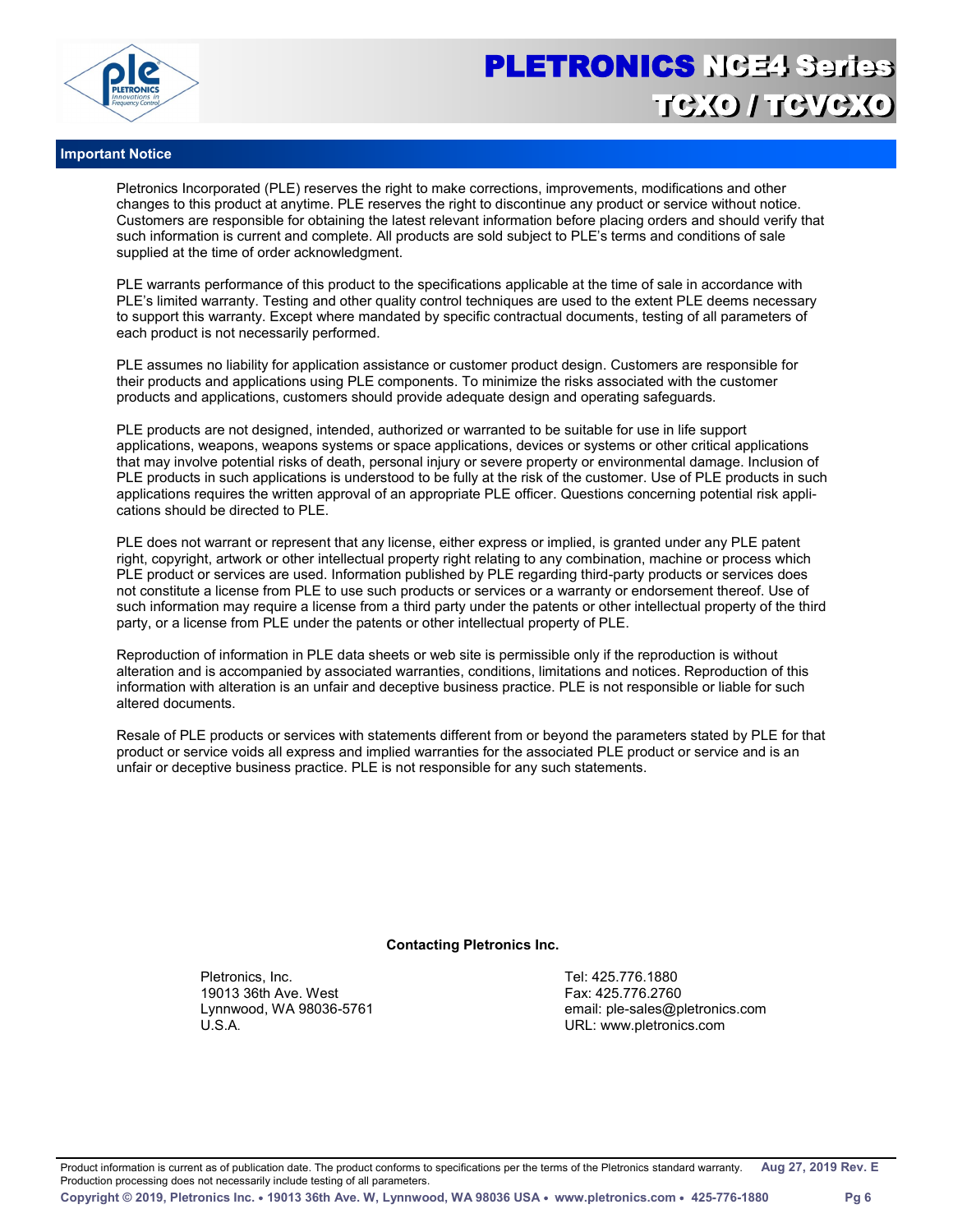## Important Notice

Pletronics Incorporated (PLE) reserves the right to make corrections, improvements, modifications and other changes to this product at anytime. PLE reserves the right to discontinue any product or service without notice. Customers are responsible for obtaining the latest relevant information before placing orders and should verify that such information is current and complete. All products are sold subject to PLE's terms and conditions of sale supplied at the time of order acknowledgment.

PLE warrants performance of this product to the specifications applicable at the time of sale in accordance with PLE's limited warranty. Testing and other quality control techniques are used to the extent PLE deems necessary to support this warranty. Except where mandated by specific contractual documents, testing of all parameters of each product is not necessarily performed.

PLE assumes no liability for application assistance or customer product design. Customers are responsible for their products and applications using PLE components. To minimize the risks associated with the customer products and applications, customers should provide adequate design and operating safeguards.

PLE products are not designed, intended, authorized or warranted to be suitable for use in life support applications, weapons, weapons systems or space applications, devices or systems or other critical applications that may involve potential risks of death, personal injury or severe property or environmental damage. Inclusion of PLE products in such applications is understood to be fully at the risk of the customer. Use of PLE products in such applications requires the written approval of an appropriate PLE officer. Questions concerning potential risk applications should be directed to PLE.

PLE does not warrant or represent that any license, either express or implied, is granted under any PLE patent right, copyright, artwork or other intellectual property right relating to any combination, machine or process which PLE product or services are used. Information published by PLE regarding third-party products or services does not constitute a license from PLE to use such products or services or a warranty or endorsement thereof. Use of such information may require a license from a third party under the patents or other intellectual property of the third party, or a license from PLE under the patents or other intellectual property of PLE.

Reproduction of information in PLE data sheets or web site is permissible only if the reproduction is without alteration and is accompanied by associated warranties, conditions, limitations and notices. Reproduction of this information with alteration is an unfair and deceptive business practice. PLE is not responsible or liable for such altered documents.

Resale of PLE products or services with statements different from or beyond the parameters stated by PLE for that product or service voids all express and implied warranties for the associated PLE product or service and is an unfair or deceptive business practice. PLE is not responsible for any such statements.

**Contacting Pletronics Inc.**

Pletronics, Inc.
19013 36th Ave. West
Lynnwood, WA 98036-5761
U.S.A.

Tel: 425.776.1880
Fax: 425.776.2760
email: ple-sales@pletronics.com
URL: www.pletronics.com